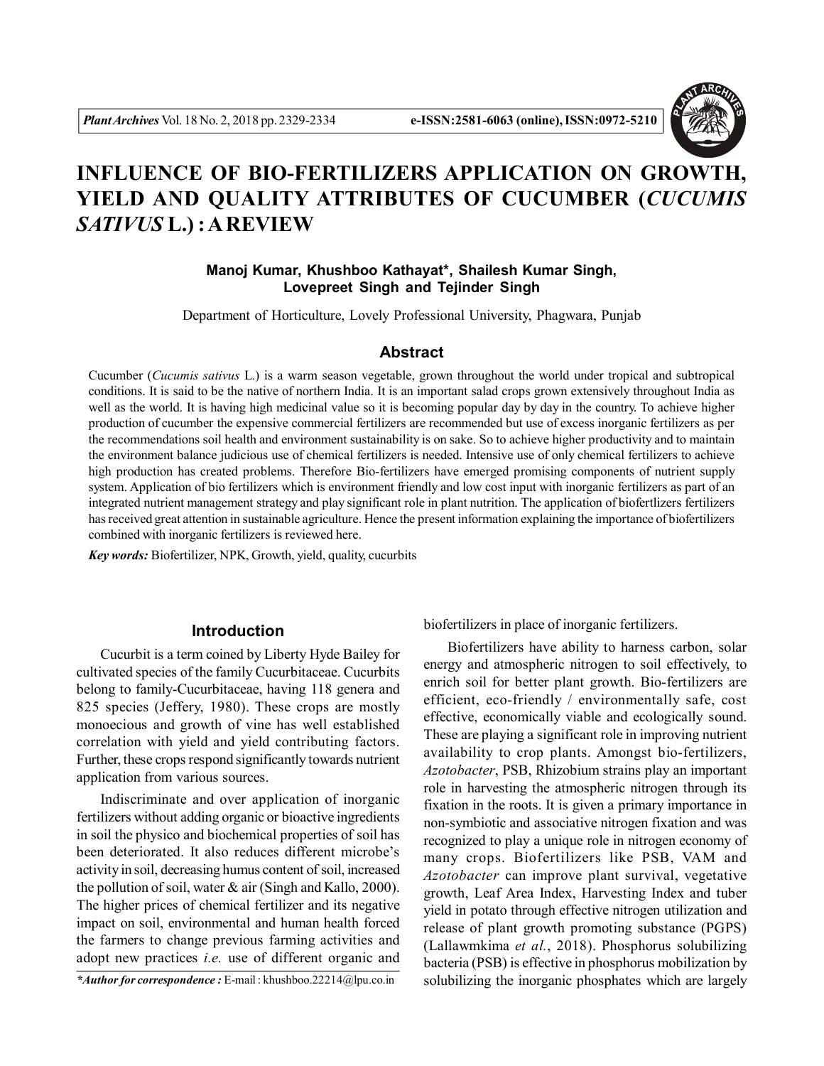# INFLUENCE OF BIO-FERTILIZERS APPLICATION ON GROWTH, YIELD AND QUALITY ATTRIBUTES OF CUCUMBER (*CUCUMIS SATIVUS* L.) : A REVIEW

**Manoj Kumar, Khushboo Kathayat*, Shailesh Kumar Singh, Lovepreet Singh and Tejinder Singh**

Department of Horticulture, Lovely Professional University, Phagwara, Punjab

## Abstract

Cucumber (*Cucumis sativus* L.) is a warm season vegetable, grown throughout the world under tropical and subtropical conditions. It is said to be the native of northern India. It is an important salad crops grown extensively throughout India as well as the world. It is having high medicinal value so it is becoming popular day by day in the country. To achieve higher production of cucumber the expensive commercial fertilizers are recommended but use of excess inorganic fertilizers as per the recommendations soil health and environment sustainability is on sake. So to achieve higher productivity and to maintain the environment balance judicious use of chemical fertilizers is needed. Intensive use of only chemical fertilizers to achieve high production has created problems. Therefore Bio-fertilizers have emerged promising components of nutrient supply system. Application of bio fertilizers which is environment friendly and low cost input with inorganic fertilizers as part of an integrated nutrient management strategy and play significant role in plant nutrition. The application of biofertilizers fertilizers has received great attention in sustainable agriculture. Hence the present information explaining the importance of biofertilizers combined with inorganic fertilizers is reviewed here.

***Key words:*** Biofertilizer, NPK, Growth, yield, quality, cucurbits

## Introduction

Cucurbit is a term coined by Liberty Hyde Bailey for cultivated species of the family Cucurbitaceae. Cucurbits belong to family-Cucurbitaceae, having 118 genera and 825 species (Jeffery, 1980). These crops are mostly monoecious and growth of vine has well established correlation with yield and yield contributing factors. Further, these crops respond significantly towards nutrient application from various sources.

Indiscriminate and over application of inorganic fertilizers without adding organic or bioactive ingredients in soil the physico and biochemical properties of soil has been deteriorated. It also reduces different microbe's activity in soil, decreasing humus content of soil, increased the pollution of soil, water & air (Singh and Kallo, 2000). The higher prices of chemical fertilizer and its negative impact on soil, environmental and human health forced the farmers to change previous farming activities and adopt new practices *i.e.* use of different organic and biofertilizers in place of inorganic fertilizers.

Biofertilizers have ability to harness carbon, solar energy and atmospheric nitrogen to soil effectively, to enrich soil for better plant growth. Bio-fertilizers are efficient, eco-friendly / environmentally safe, cost effective, economically viable and ecologically sound. These are playing a significant role in improving nutrient availability to crop plants. Amongst bio-fertilizers, *Azotobacter*, PSB, Rhizobium strains play an important role in harvesting the atmospheric nitrogen through its fixation in the roots. It is given a primary importance in non-symbiotic and associative nitrogen fixation and was recognized to play a unique role in nitrogen economy of many crops. Biofertilizers like PSB, VAM and *Azotobacter* can improve plant survival, vegetative growth, Leaf Area Index, Harvesting Index and tuber yield in potato through effective nitrogen utilization and release of plant growth promoting substance (PGPS) (Lallawmkima *et al.*, 2018). Phosphorus solubilizing bacteria (PSB) is effective in phosphorus mobilization by solubilizing the inorganic phosphates which are largely

****Author for correspondence :*** E-mail : khushboo.22214@lpu.co.in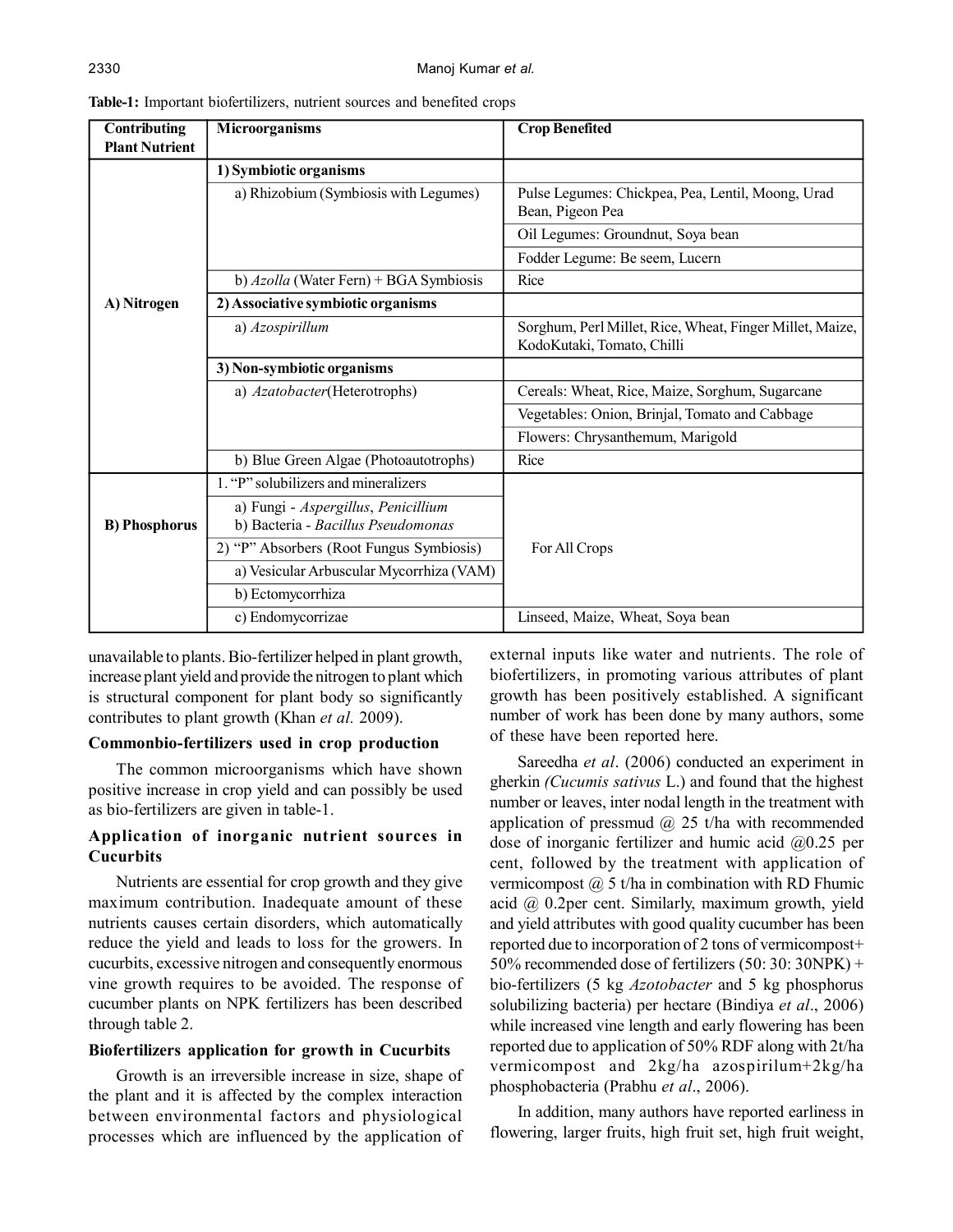**Table-1:** Important biofertilizers, nutrient sources and benefited crops

| Contributing Plant Nutrient | Microorganisms | Crop Benefited |
|---|---|---|
| A) Nitrogen | **1) Symbiotic organisms** | |
| | a) Rhizobium (Symbiosis with Legumes) | Pulse Legumes: Chickpea, Pea, Lentil, Moong, Urad Bean, Pigeon Pea |
| | | Oil Legumes: Groundnut, Soya bean |
| | | Fodder Legume: Be seem, Lucern |
| | b) *Azolla* (Water Fern) + BGA Symbiosis | Rice |
| | **2) Associative symbiotic organisms** | |
| | a) *Azospirillum* | Sorghum, Perl Millet, Rice, Wheat, Finger Millet, Maize, KodoKutaki, Tomato, Chilli |
| | **3) Non-symbiotic organisms** | |
| | a) *Azatobacter*(Heterotrophs) | Cereals: Wheat, Rice, Maize, Sorghum, Sugarcane |
| | | Vegetables: Onion, Brinjal, Tomato and Cabbage |
| | | Flowers: Chrysanthemum, Marigold |
| | b) Blue Green Algae (Photoautotrophs) | Rice |
| B) Phosphorus | 1. "P" solubilizers and mineralizers | For All Crops |
| | a) Fungi - *Aspergillus*, *Penicillium* b) Bacteria - *Bacillus Pseudomonas* | |
| | 2) "P" Absorbers (Root Fungus Symbiosis) | |
| | a) Vesicular Arbuscular Mycorrhiza (VAM) | |
| | b) Ectomycorrhiza | |
| | c) Endomycorrizae | Linseed, Maize, Wheat, Soya bean |

unavailable to plants. Bio-fertilizer helped in plant growth, increase plant yield and provide the nitrogen to plant which is structural component for plant body so significantly contributes to plant growth (Khan *et al.* 2009).

### Commonbio-fertilizers used in crop production

The common microorganisms which have shown positive increase in crop yield and can possibly be used as bio-fertilizers are given in table-1.

### Application of inorganic nutrient sources in Cucurbits

Nutrients are essential for crop growth and they give maximum contribution. Inadequate amount of these nutrients causes certain disorders, which automatically reduce the yield and leads to loss for the growers. In cucurbits, excessive nitrogen and consequently enormous vine growth requires to be avoided. The response of cucumber plants on NPK fertilizers has been described through table 2.

### Biofertilizers application for growth in Cucurbits

Growth is an irreversible increase in size, shape of the plant and it is affected by the complex interaction between environmental factors and physiological processes which are influenced by the application of external inputs like water and nutrients. The role of biofertilizers, in promoting various attributes of plant growth has been positively established. A significant number of work has been done by many authors, some of these have been reported here.

Sareedha *et al*. (2006) conducted an experiment in gherkin *(Cucumis sativus* L.) and found that the highest number or leaves, inter nodal length in the treatment with application of pressmud @ 25 t/ha with recommended dose of inorganic fertilizer and humic acid @0.25 per cent, followed by the treatment with application of vermicompost @ 5 t/ha in combination with RD Fhumic acid @ 0.2per cent. Similarly, maximum growth, yield and yield attributes with good quality cucumber has been reported due to incorporation of 2 tons of vermicompost+ 50% recommended dose of fertilizers (50: 30: 30NPK) + bio-fertilizers (5 kg *Azotobacter* and 5 kg phosphorus solubilizing bacteria) per hectare (Bindiya *et al*., 2006) while increased vine length and early flowering has been reported due to application of 50% RDF along with 2t/ha vermicompost and 2kg/ha azospirilum+2kg/ha phosphobacteria (Prabhu *et al*., 2006).

In addition, many authors have reported earliness in flowering, larger fruits, high fruit set, high fruit weight,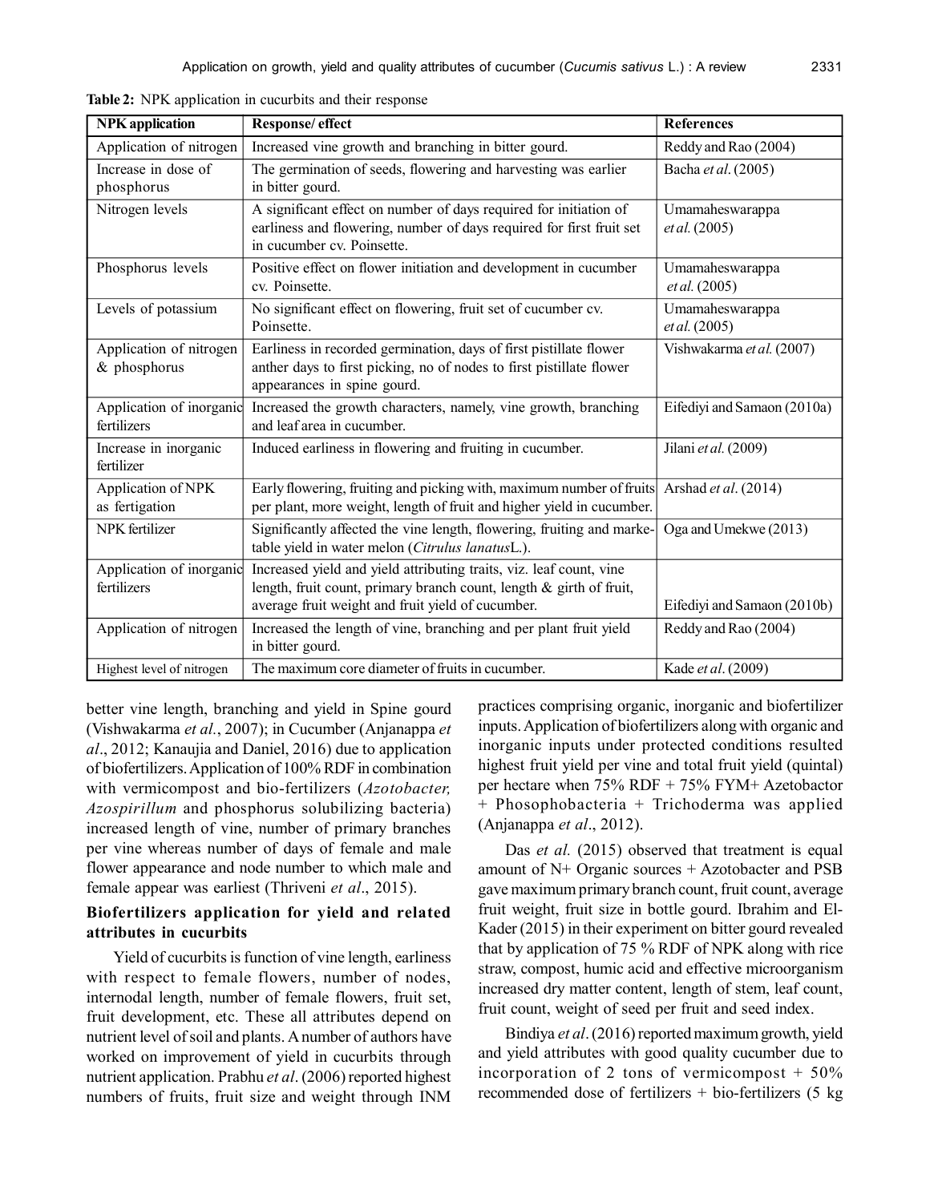**Table 2:** NPK application in cucurbits and their response

| NPK application | Response/ effect | References |
|---|---|---|
| Application of nitrogen | Increased vine growth and branching in bitter gourd. | Reddy and Rao (2004) |
| Increase in dose of phosphorus | The germination of seeds, flowering and harvesting was earlier in bitter gourd. | Bacha *et al*. (2005) |
| Nitrogen levels | A significant effect on number of days required for initiation of earliness and flowering, number of days required for first fruit set in cucumber cv. Poinsette. | Umamaheswarappa *et al.* (2005) |
| Phosphorus levels | Positive effect on flower initiation and development in cucumber cv. Poinsette. | Umamaheswarappa *et al.* (2005) |
| Levels of potassium | No significant effect on flowering, fruit set of cucumber cv. Poinsette. | Umamaheswarappa *et al.* (2005) |
| Application of nitrogen & phosphorus | Earliness in recorded germination, days of first pistillate flower anther days to first picking, no of nodes to first pistillate flower appearances in spine gourd. | Vishwakarma *et al.* (2007) |
| Application of inorganic fertilizers | Increased the growth characters, namely, vine growth, branching and leaf area in cucumber. | Eifediyi and Samaon (2010a) |
| Increase in inorganic fertilizer | Induced earliness in flowering and fruiting in cucumber. | Jilani *et al.* (2009) |
| Application of NPK as fertigation | Early flowering, fruiting and picking with, maximum number of fruits per plant, more weight, length of fruit and higher yield in cucumber. | Arshad *et al*. (2014) |
| NPK fertilizer | Significantly affected the vine length, flowering, fruiting and marketable yield in water melon (*Citrulus lanatus*L.). | Oga and Umekwe (2013) |
| Application of inorganic fertilizers | Increased yield and yield attributing traits, viz. leaf count, vine length, fruit count, primary branch count, length & girth of fruit, average fruit weight and fruit yield of cucumber. | Eifediyi and Samaon (2010b) |
| Application of nitrogen | Increased the length of vine, branching and per plant fruit yield in bitter gourd. | Reddy and Rao (2004) |
| Highest level of nitrogen | The maximum core diameter of fruits in cucumber. | Kade *et al*. (2009) |

better vine length, branching and yield in Spine gourd (Vishwakarma *et al.*, 2007); in Cucumber (Anjanappa *et al*., 2012; Kanaujia and Daniel, 2016) due to application of biofertilizers. Application of 100% RDF in combination with vermicompost and bio-fertilizers (*Azotobacter, Azospirillum* and phosphorus solubilizing bacteria) increased length of vine, number of primary branches per vine whereas number of days of female and male flower appearance and node number to which male and female appear was earliest (Thriveni *et al*., 2015).

## Biofertilizers application for yield and related attributes in cucurbits

Yield of cucurbits is function of vine length, earliness with respect to female flowers, number of nodes, internodal length, number of female flowers, fruit set, fruit development, etc. These all attributes depend on nutrient level of soil and plants. A number of authors have worked on improvement of yield in cucurbits through nutrient application. Prabhu *et al*. (2006) reported highest numbers of fruits, fruit size and weight through INM practices comprising organic, inorganic and biofertilizer inputs. Application of biofertilizers along with organic and inorganic inputs under protected conditions resulted highest fruit yield per vine and total fruit yield (quintal) per hectare when 75% RDF + 75% FYM+ Azetobactor + Phosophobacteria + Trichoderma was applied (Anjanappa *et al*., 2012).

Das *et al.* (2015) observed that treatment is equal amount of N+ Organic sources + Azotobacter and PSB gave maximum primary branch count, fruit count, average fruit weight, fruit size in bottle gourd. Ibrahim and El-Kader (2015) in their experiment on bitter gourd revealed that by application of 75 % RDF of NPK along with rice straw, compost, humic acid and effective microorganism increased dry matter content, length of stem, leaf count, fruit count, weight of seed per fruit and seed index.

Bindiya *et al*. (2016) reported maximum growth, yield and yield attributes with good quality cucumber due to incorporation of 2 tons of vermicompost + 50% recommended dose of fertilizers + bio-fertilizers (5 kg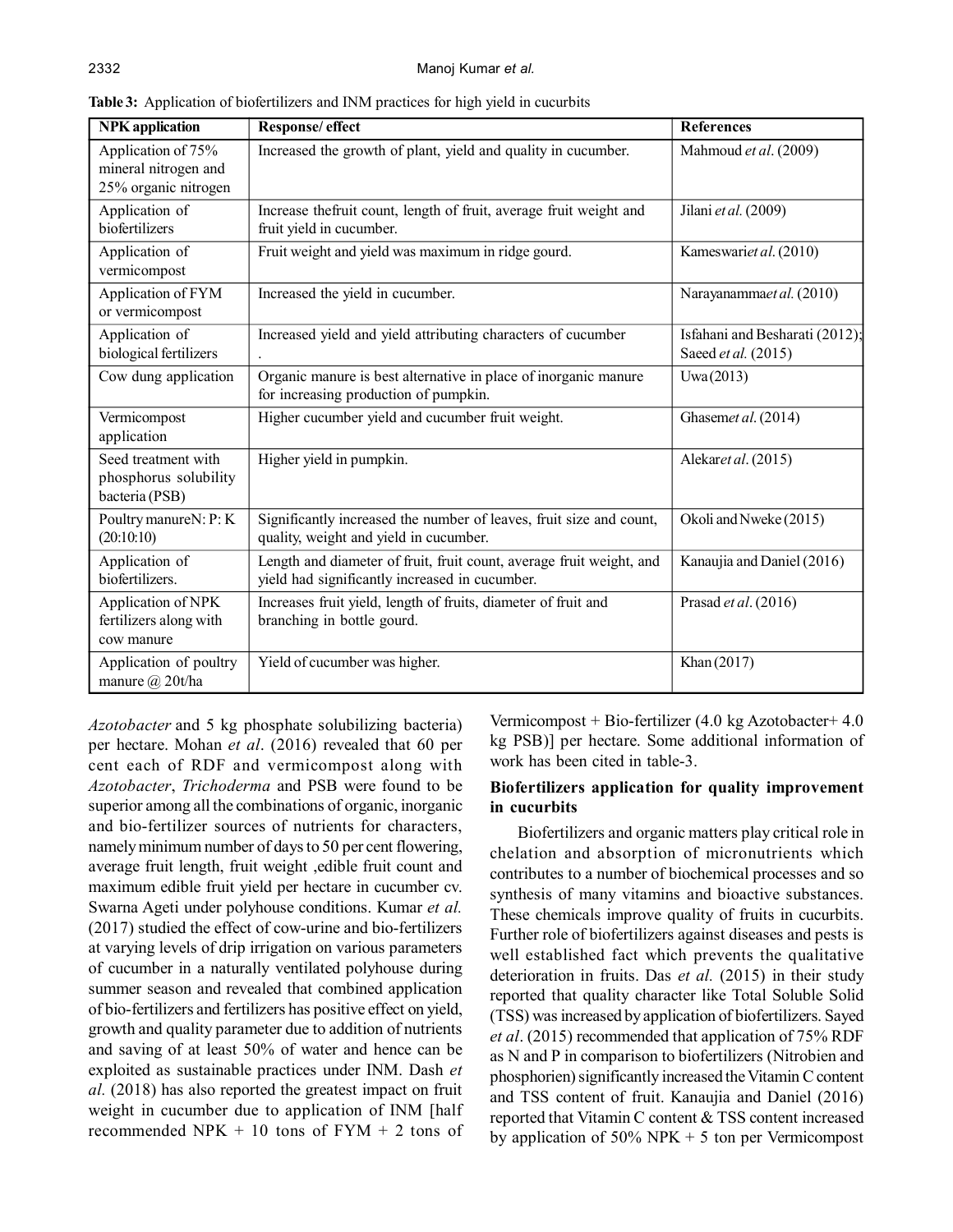**Table 3:** Application of biofertilizers and INM practices for high yield in cucurbits

| NPK application | Response/ effect | References |
|---|---|---|
| Application of 75% mineral nitrogen and 25% organic nitrogen | Increased the growth of plant, yield and quality in cucumber. | Mahmoud *et al*. (2009) |
| Application of biofertilizers | Increase thefruit count, length of fruit, average fruit weight and fruit yield in cucumber. | Jilani *et al.* (2009) |
| Application of vermicompost | Fruit weight and yield was maximum in ridge gourd. | Kameswari*et al*. (2010) |
| Application of FYM or vermicompost | Increased the yield in cucumber. | Narayanamma*et al.* (2010) |
| Application of biological fertilizers | Increased yield and yield attributing characters of cucumber . | Isfahani and Besharati (2012); Saeed *et al.* (2015) |
| Cow dung application | Organic manure is best alternative in place of inorganic manure for increasing production of pumpkin. | Uwa(2013) |
| Vermicompost application | Higher cucumber yield and cucumber fruit weight. | Ghasem*et al*. (2014) |
| Seed treatment with phosphorus solubility bacteria (PSB) | Higher yield in pumpkin. | Alekar*et al*. (2015) |
| Poultry manureN: P: K (20:10:10) | Significantly increased the number of leaves, fruit size and count, quality, weight and yield in cucumber. | Okoli and Nweke (2015) |
| Application of biofertilizers. | Length and diameter of fruit, fruit count, average fruit weight, and yield had significantly increased in cucumber. | Kanaujia and Daniel (2016) |
| Application of NPK fertilizers along with cow manure | Increases fruit yield, length of fruits, diameter of fruit and branching in bottle gourd. | Prasad *et al*. (2016) |
| Application of poultry manure @ 20t/ha | Yield of cucumber was higher. | Khan (2017) |

*Azotobacter* and 5 kg phosphate solubilizing bacteria) per hectare. Mohan *et al*. (2016) revealed that 60 per cent each of RDF and vermicompost along with *Azotobacter*, *Trichoderma* and PSB were found to be superior among all the combinations of organic, inorganic and bio-fertilizer sources of nutrients for characters, namely minimum number of days to 50 per cent flowering, average fruit length, fruit weight ,edible fruit count and maximum edible fruit yield per hectare in cucumber cv. Swarna Ageti under polyhouse conditions. Kumar *et al.* (2017) studied the effect of cow-urine and bio-fertilizers at varying levels of drip irrigation on various parameters of cucumber in a naturally ventilated polyhouse during summer season and revealed that combined application of bio-fertilizers and fertilizers has positive effect on yield, growth and quality parameter due to addition of nutrients and saving of at least 50% of water and hence can be exploited as sustainable practices under INM. Dash *et al.* (2018) has also reported the greatest impact on fruit weight in cucumber due to application of INM [half recommended NPK + 10 tons of FYM + 2 tons of Vermicompost + Bio-fertilizer (4.0 kg Azotobacter+ 4.0 kg PSB)] per hectare. Some additional information of work has been cited in table-3.

### Biofertilizers application for quality improvement in cucurbits

Biofertilizers and organic matters play critical role in chelation and absorption of micronutrients which contributes to a number of biochemical processes and so synthesis of many vitamins and bioactive substances. These chemicals improve quality of fruits in cucurbits. Further role of biofertilizers against diseases and pests is well established fact which prevents the qualitative deterioration in fruits. Das *et al.* (2015) in their study reported that quality character like Total Soluble Solid (TSS) was increased by application of biofertilizers. Sayed *et al*. (2015) recommended that application of 75% RDF as N and P in comparison to biofertilizers (Nitrobien and phosphorien) significantly increased the Vitamin C content and TSS content of fruit. Kanaujia and Daniel (2016) reported that Vitamin C content & TSS content increased by application of 50% NPK + 5 ton per Vermicompost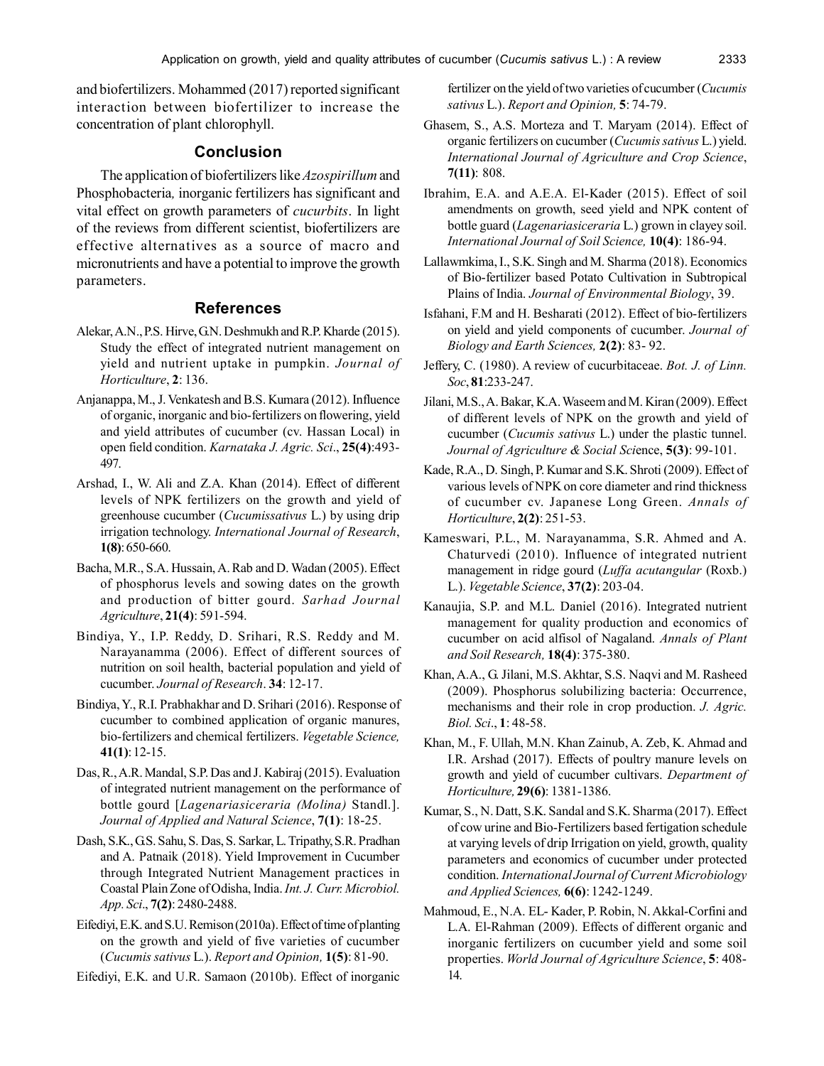and biofertilizers. Mohammed (2017) reported significant interaction between biofertilizer to increase the concentration of plant chlorophyll.

## Conclusion

The application of biofertilizers like *Azospirillum* and Phosphobacteria*,* inorganic fertilizers has significant and vital effect on growth parameters of *cucurbits*. In light of the reviews from different scientist, biofertilizers are effective alternatives as a source of macro and micronutrients and have a potential to improve the growth parameters.

## References

Alekar, A.N., P.S. Hirve, G.N. Deshmukh and R.P. Kharde (2015). Study the effect of integrated nutrient management on yield and nutrient uptake in pumpkin. *Journal of Horticulture*, **2**: 136.

Anjanappa, M., J. Venkatesh and B.S. Kumara (2012). Influence of organic, inorganic and bio-fertilizers on flowering, yield and yield attributes of cucumber (cv. Hassan Local) in open field condition. *Karnataka J. Agric. Sci*., **25(4)**:493-497.

Arshad, I., W. Ali and Z.A. Khan (2014). Effect of different levels of NPK fertilizers on the growth and yield of greenhouse cucumber (*Cucumissativus* L.) by using drip irrigation technology. *International Journal of Research*, **1(8)**: 650-660.

Bacha, M.R., S.A. Hussain, A. Rab and D. Wadan (2005). Effect of phosphorus levels and sowing dates on the growth and production of bitter gourd. *Sarhad Journal Agriculture*, **21(4)**: 591-594.

Bindiya, Y., I.P. Reddy, D. Srihari, R.S. Reddy and M. Narayanamma (2006). Effect of different sources of nutrition on soil health, bacterial population and yield of cucumber. *Journal of Research*. **34**: 12-17.

Bindiya, Y., R.I. Prabhakhar and D. Srihari (2016). Response of cucumber to combined application of organic manures, bio-fertilizers and chemical fertilizers. *Vegetable Science,* **41(1)**: 12-15.

Das, R., A.R. Mandal, S.P. Das and J. Kabiraj (2015). Evaluation of integrated nutrient management on the performance of bottle gourd [*Lagenariasiceraria (Molina)* Standl.]. *Journal of Applied and Natural Science*, **7(1)**: 18-25.

Dash, S.K., G.S. Sahu, S. Das, S. Sarkar, L. Tripathy, S.R. Pradhan and A. Patnaik (2018). Yield Improvement in Cucumber through Integrated Nutrient Management practices in Coastal Plain Zone of Odisha, India. *Int. J. Curr. Microbiol. App. Sci*., **7(2)**: 2480-2488.

Eifediyi, E.K. and S.U. Remison (2010a). Effect of time of planting on the growth and yield of five varieties of cucumber (*Cucumis sativus* L.). *Report and Opinion,* **1(5)**: 81-90.

Eifediyi, E.K. and U.R. Samaon (2010b). Effect of inorganic fertilizer on the yield of two varieties of cucumber (*Cucumis sativus* L.). *Report and Opinion,* **5**: 74-79.

Ghasem, S., A.S. Morteza and T. Maryam (2014). Effect of organic fertilizers on cucumber (*Cucumis sativus* L.) yield. *International Journal of Agriculture and Crop Science*, **7(11)**: 808.

Ibrahim, E.A. and A.E.A. El-Kader (2015). Effect of soil amendments on growth, seed yield and NPK content of bottle guard (*Lagenariasiceraria* L.) grown in clayey soil. *International Journal of Soil Science,* **10(4)**: 186-94.

Lallawmkima, I., S.K. Singh and M. Sharma (2018). Economics of Bio-fertilizer based Potato Cultivation in Subtropical Plains of India. *Journal of Environmental Biology*, 39.

Isfahani, F.M and H. Besharati (2012). Effect of bio-fertilizers on yield and yield components of cucumber. *Journal of Biology and Earth Sciences,* **2(2)**: 83- 92.

Jeffery, C. (1980). A review of cucurbitaceae. *Bot. J. of Linn. Soc*, **81**:233-247.

Jilani, M.S., A. Bakar, K.A. Waseem and M. Kiran (2009). Effect of different levels of NPK on the growth and yield of cucumber (*Cucumis sativus* L.) under the plastic tunnel. *Journal of Agriculture & Social Sci*ence, **5(3)**: 99-101.

Kade, R.A., D. Singh, P. Kumar and S.K. Shroti (2009). Effect of various levels of NPK on core diameter and rind thickness of cucumber cv. Japanese Long Green. *Annals of Horticulture*, **2(2)**: 251-53.

Kameswari, P.L., M. Narayanamma, S.R. Ahmed and A. Chaturvedi (2010). Influence of integrated nutrient management in ridge gourd (*Luffa acutangular* (Roxb.) L.). *Vegetable Science*, **37(2)**: 203-04.

Kanaujia, S.P. and M.L. Daniel (2016). Integrated nutrient management for quality production and economics of cucumber on acid alfisol of Nagaland. *Annals of Plant and Soil Research,* **18(4)**: 375-380.

Khan, A.A., G. Jilani, M.S. Akhtar, S.S. Naqvi and M. Rasheed (2009). Phosphorus solubilizing bacteria: Occurrence, mechanisms and their role in crop production. *J. Agric. Biol. Sci*., **1**: 48-58.

Khan, M., F. Ullah, M.N. Khan Zainub, A. Zeb, K. Ahmad and I.R. Arshad (2017). Effects of poultry manure levels on growth and yield of cucumber cultivars. *Department of Horticulture,* **29(6)**: 1381-1386.

Kumar, S., N. Datt, S.K. Sandal and S.K. Sharma (2017). Effect of cow urine and Bio-Fertilizers based fertigation schedule at varying levels of drip Irrigation on yield, growth, quality parameters and economics of cucumber under protected condition. *International Journal of Current Microbiology and Applied Sciences,* **6(6)**: 1242-1249.

Mahmoud, E., N.A. EL- Kader, P. Robin, N. Akkal-Corfini and L.A. El-Rahman (2009). Effects of different organic and inorganic fertilizers on cucumber yield and some soil properties. *World Journal of Agriculture Science*, **5**: 408-14.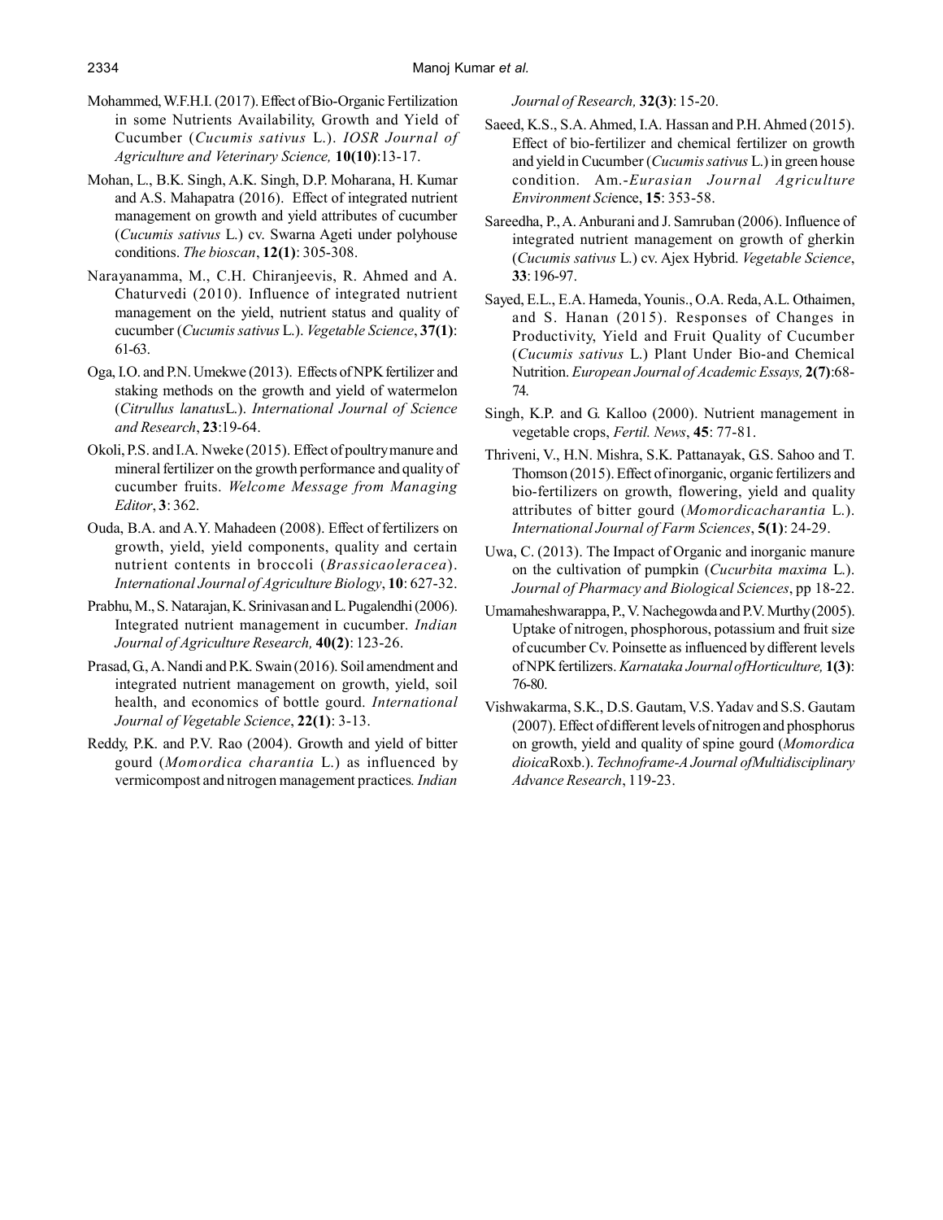Mohammed, W.F.H.I. (2017). Effect of Bio-Organic Fertilization in some Nutrients Availability, Growth and Yield of Cucumber (*Cucumis sativus* L.). *IOSR Journal of Agriculture and Veterinary Science,* **10(10)**:13-17.

Mohan, L., B.K. Singh, A.K. Singh, D.P. Moharana, H. Kumar and A.S. Mahapatra (2016). Effect of integrated nutrient management on growth and yield attributes of cucumber (*Cucumis sativus* L.) cv. Swarna Ageti under polyhouse conditions. *The bioscan*, **12(1)**: 305-308.

Narayanamma, M., C.H. Chiranjeevis, R. Ahmed and A. Chaturvedi (2010). Influence of integrated nutrient management on the yield, nutrient status and quality of cucumber (*Cucumis sativus* L.). *Vegetable Science*, **37(1)**: 61-63.

Oga, I.O. and P.N. Umekwe (2013). Effects of NPK fertilizer and staking methods on the growth and yield of watermelon (*Citrullus lanatus*L.). *International Journal of Science and Research*, **23**:19-64.

Okoli, P.S. and I.A. Nweke (2015). Effect of poultry manure and mineral fertilizer on the growth performance and quality of cucumber fruits. *Welcome Message from Managing Editor*, **3**: 362.

Ouda, B.A. and A.Y. Mahadeen (2008). Effect of fertilizers on growth, yield, yield components, quality and certain nutrient contents in broccoli (*Brassicaoleracea*). *International Journal of Agriculture Biology*, **10**: 627-32.

Prabhu, M., S. Natarajan, K. Srinivasan and L. Pugalendhi (2006). Integrated nutrient management in cucumber. *Indian Journal of Agriculture Research,* **40(2)**: 123-26.

Prasad, G., A. Nandi and P.K. Swain (2016). Soil amendment and integrated nutrient management on growth, yield, soil health, and economics of bottle gourd. *International Journal of Vegetable Science*, **22(1)**: 3-13.

Reddy, P.K. and P.V. Rao (2004). Growth and yield of bitter gourd (*Momordica charantia* L.) as influenced by vermicompost and nitrogen management practices. *Indian Journal of Research,* **32(3)**: 15-20.

Saeed, K.S., S.A. Ahmed, I.A. Hassan and P.H. Ahmed (2015). Effect of bio-fertilizer and chemical fertilizer on growth and yield in Cucumber (*Cucumis sativus* L.) in green house condition. Am.-*Eurasian Journal Agriculture Environment Sci*ence, **15**: 353-58.

Sareedha, P., A. Anburani and J. Samruban (2006). Influence of integrated nutrient management on growth of gherkin (*Cucumis sativus* L.) cv. Ajex Hybrid. *Vegetable Science*, **33**: 196-97.

Sayed, E.L., E.A. Hameda, Younis., O.A. Reda, A.L. Othaimen, and S. Hanan (2015). Responses of Changes in Productivity, Yield and Fruit Quality of Cucumber (*Cucumis sativus* L.) Plant Under Bio-and Chemical Nutrition. *European Journal of Academic Essays,* **2(7)**:68-74.

Singh, K.P. and G. Kalloo (2000). Nutrient management in vegetable crops, *Fertil. News*, **45**: 77-81.

Thriveni, V., H.N. Mishra, S.K. Pattanayak, G.S. Sahoo and T. Thomson (2015). Effect of inorganic, organic fertilizers and bio-fertilizers on growth, flowering, yield and quality attributes of bitter gourd (*Momordicacharantia* L.). *International Journal of Farm Sciences*, **5(1)**: 24-29.

Uwa, C. (2013). The Impact of Organic and inorganic manure on the cultivation of pumpkin (*Cucurbita maxima* L.). *Journal of Pharmacy and Biological Sciences*, pp 18-22.

Umamaheshwarappa, P., V. Nachegowda and P.V. Murthy (2005). Uptake of nitrogen, phosphorous, potassium and fruit size of cucumber Cv. Poinsette as influenced by different levels of NPK fertilizers. *Karnataka Journal ofHorticulture,* **1(3)**: 76-80.

Vishwakarma, S.K., D.S. Gautam, V.S. Yadav and S.S. Gautam (2007). Effect of different levels of nitrogen and phosphorus on growth, yield and quality of spine gourd (*Momordica dioica*Roxb.). *Technoframe-A Journal ofMultidisciplinary Advance Research*, 119-23.